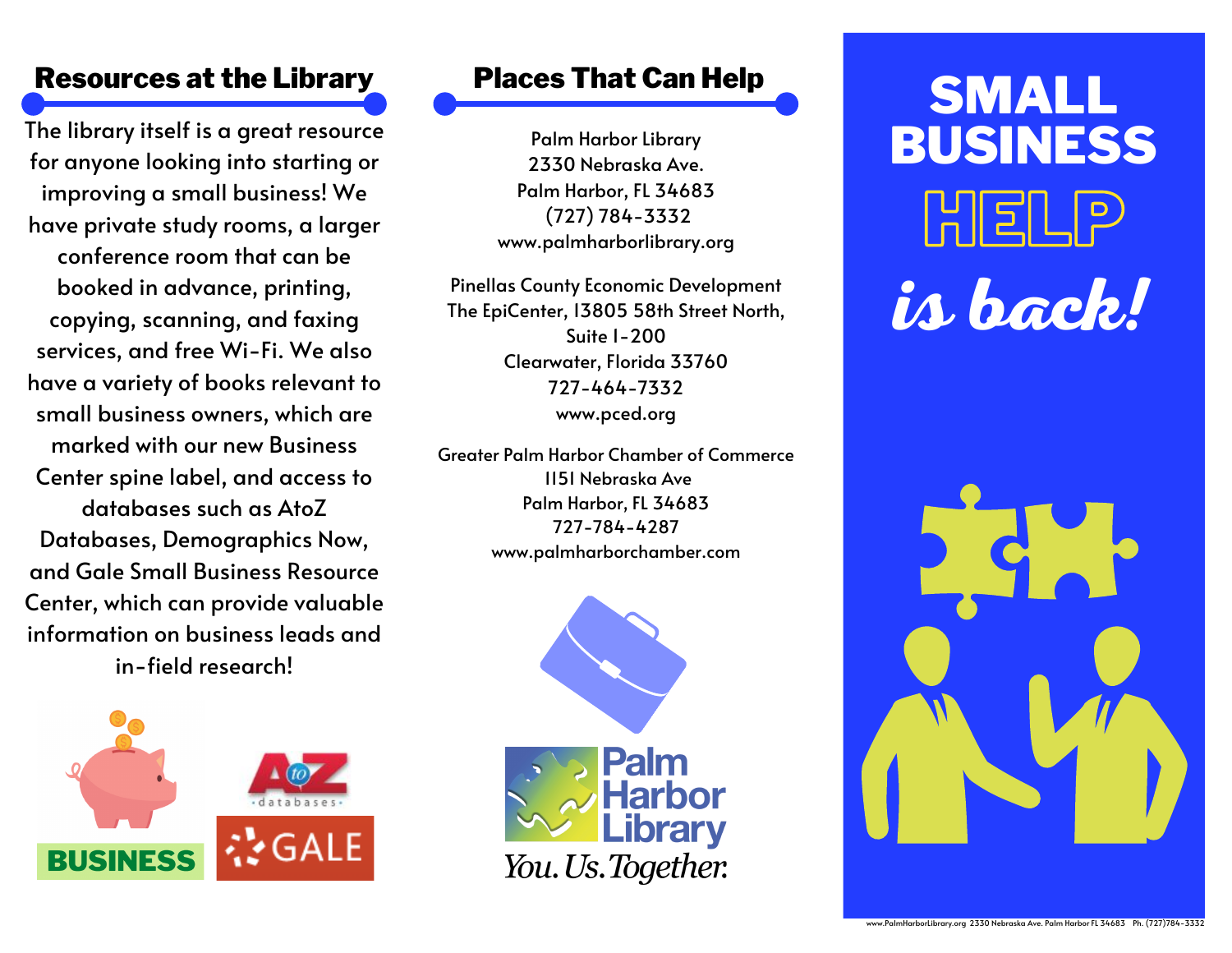## Resources at the Library

The library itself is a great resource for anyone looking into starting or improving a small business! We have private study rooms, a larger conference room that can be booked in advance, printing, copying, scanning, and faxing services, and free Wi-Fi. We also have a variety of books relevant to small business owners, which are marked with our new Business Center spine label, and access to databases such as AtoZ Databases, Demographics Now, and Gale Small Business Resource Center, which can provide valuable information on business leads and in-field research!

BUSINESS

A to Z databases

GALE

## Places That Can Help

Palm Harbor Library
2330 Nebraska Ave.
Palm Harbor, FL 34683
(727) 784-3332
www.palmharborlibrary.org

Pinellas County Economic Development
The EpiCenter, 13805 58th Street North,
Suite 1-200
Clearwater, Florida 33760
727-464-7332
www.pced.org

Greater Palm Harbor Chamber of Commerce
1151 Nebraska Ave
Palm Harbor, FL 34683
727-784-4287
www.palmharborchamber.com

Palm Harbor Library
*You. Us. Together.*

# SMALL BUSINESS HELP *is back!*

www.PalmHarborLibrary.org 2330 Nebraska Ave. Palm Harbor FL 34683 Ph. (727)784-3332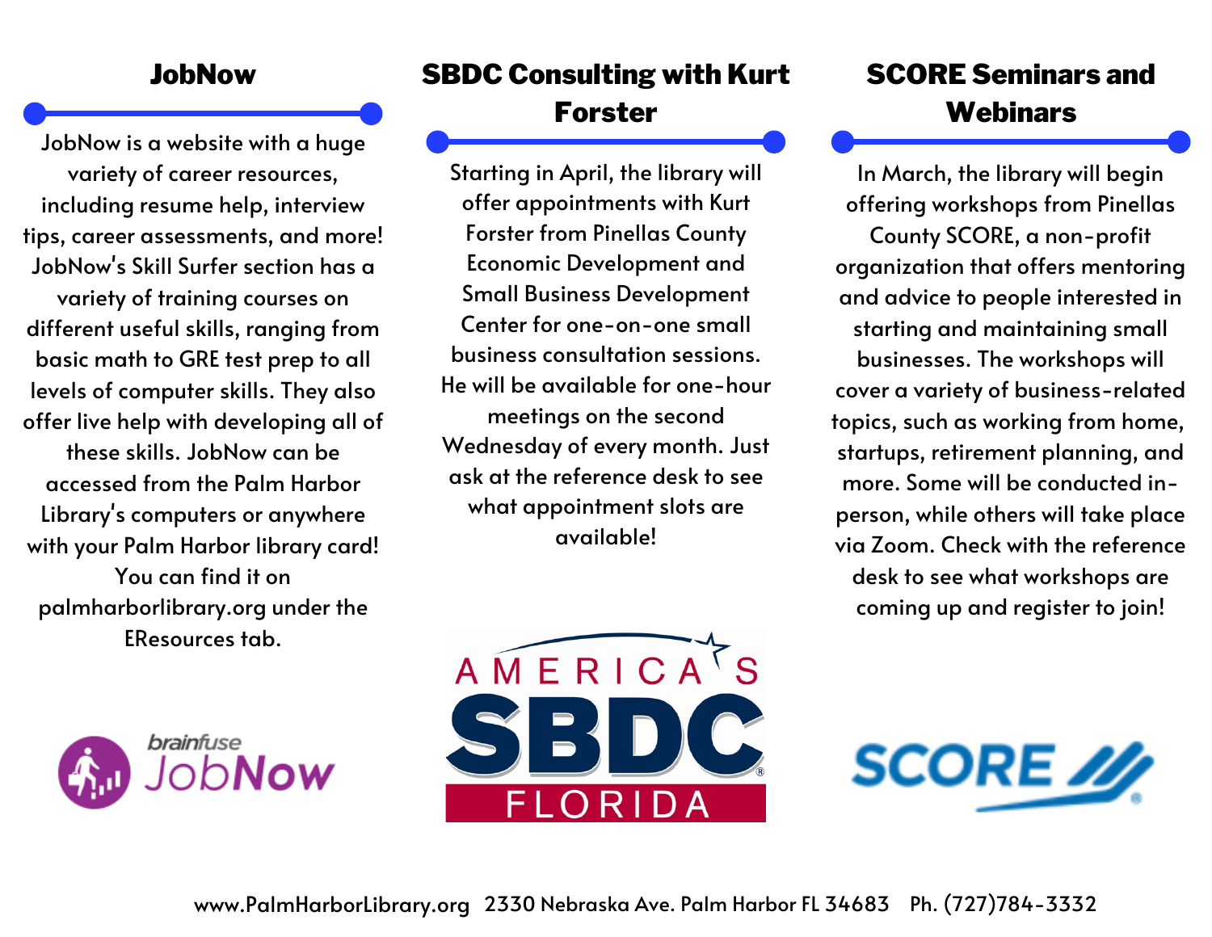## JobNow

JobNow is a website with a huge variety of career resources, including resume help, interview tips, career assessments, and more! JobNow's Skill Surfer section has a variety of training courses on different useful skills, ranging from basic math to GRE test prep to all levels of computer skills. They also offer live help with developing all of these skills. JobNow can be accessed from the Palm Harbor Library's computers or anywhere with your Palm Harbor library card! You can find it on palmharborlibrary.org under the EResources tab.

## SBDC Consulting with Kurt Forster

Starting in April, the library will offer appointments with Kurt Forster from Pinellas County Economic Development and Small Business Development Center for one-on-one small business consultation sessions. He will be available for one-hour meetings on the second Wednesday of every month. Just ask at the reference desk to see what appointment slots are available!

## SCORE Seminars and Webinars

In March, the library will begin offering workshops from Pinellas County SCORE, a non-profit organization that offers mentoring and advice to people interested in starting and maintaining small businesses. The workshops will cover a variety of business-related topics, such as working from home, startups, retirement planning, and more. Some will be conducted in-person, while others will take place via Zoom. Check with the reference desk to see what workshops are coming up and register to join!